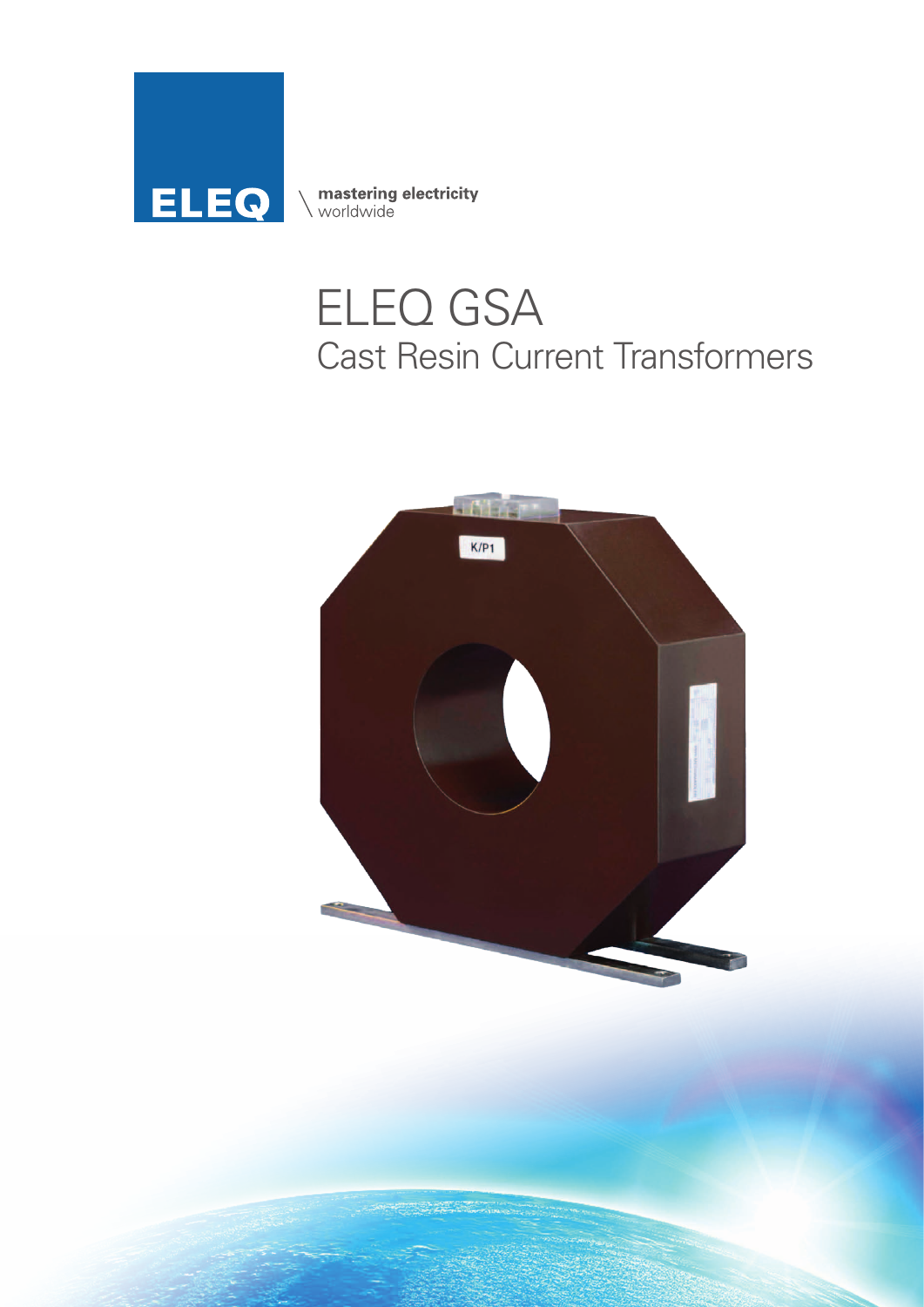ELEQ

mastering electricity worldwide

# ELEQ GSA

## Cast Resin Current Transformers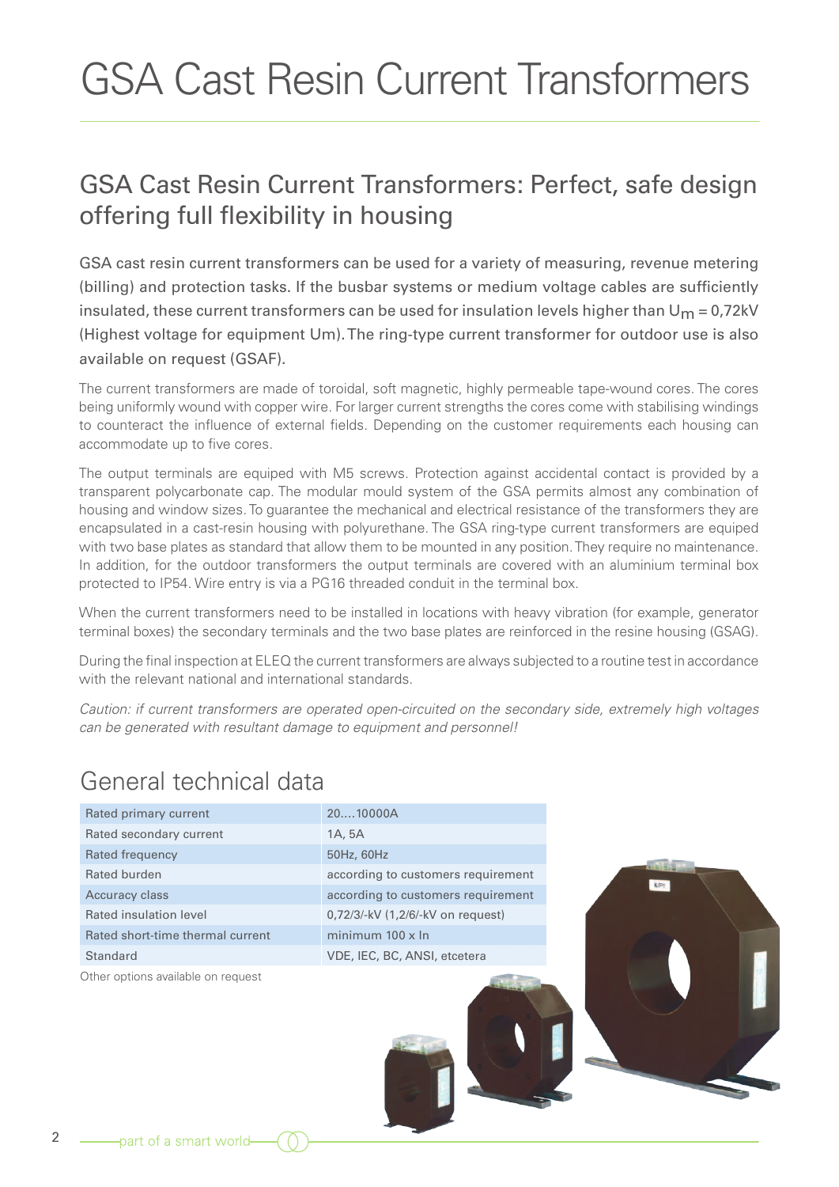# GSA Cast Resin Current Transformers

## GSA Cast Resin Current Transformers: Perfect, safe design offering full flexibility in housing

GSA cast resin current transformers can be used for a variety of measuring, revenue metering (billing) and protection tasks. If the busbar systems or medium voltage cables are sufficiently insulated, these current transformers can be used for insulation levels higher than $U_m$ = 0,72kV (Highest voltage for equipment Um). The ring-type current transformer for outdoor use is also available on request (GSAF).

The current transformers are made of toroidal, soft magnetic, highly permeable tape-wound cores. The cores being uniformly wound with copper wire. For larger current strengths the cores come with stabilising windings to counteract the influence of external fields. Depending on the customer requirements each housing can accommodate up to five cores.

The output terminals are equiped with M5 screws. Protection against accidental contact is provided by a transparent polycarbonate cap. The modular mould system of the GSA permits almost any combination of housing and window sizes. To guarantee the mechanical and electrical resistance of the transformers they are encapsulated in a cast-resin housing with polyurethane. The GSA ring-type current transformers are equiped with two base plates as standard that allow them to be mounted in any position. They require no maintenance. In addition, for the outdoor transformers the output terminals are covered with an aluminium terminal box protected to IP54. Wire entry is via a PG16 threaded conduit in the terminal box.

When the current transformers need to be installed in locations with heavy vibration (for example, generator terminal boxes) the secondary terminals and the two base plates are reinforced in the resine housing (GSAG).

During the final inspection at ELEQ the current transformers are always subjected to a routine test in accordance with the relevant national and international standards.

*Caution: if current transformers are operated open-circuited on the secondary side, extremely high voltages can be generated with resultant damage to equipment and personnel!*

## General technical data

| | |
|---|---|
| Rated primary current | 20....10000A |
| Rated secondary current | 1A, 5A |
| Rated frequency | 50Hz, 60Hz |
| Rated burden | according to customers requirement |
| Accuracy class | according to customers requirement |
| Rated insulation level | 0,72/3/-kV (1,2/6/-kV on request) |
| Rated short-time thermal current | minimum 100 x In |
| Standard | VDE, IEC, BC, ANSI, etcetera |

Other options available on request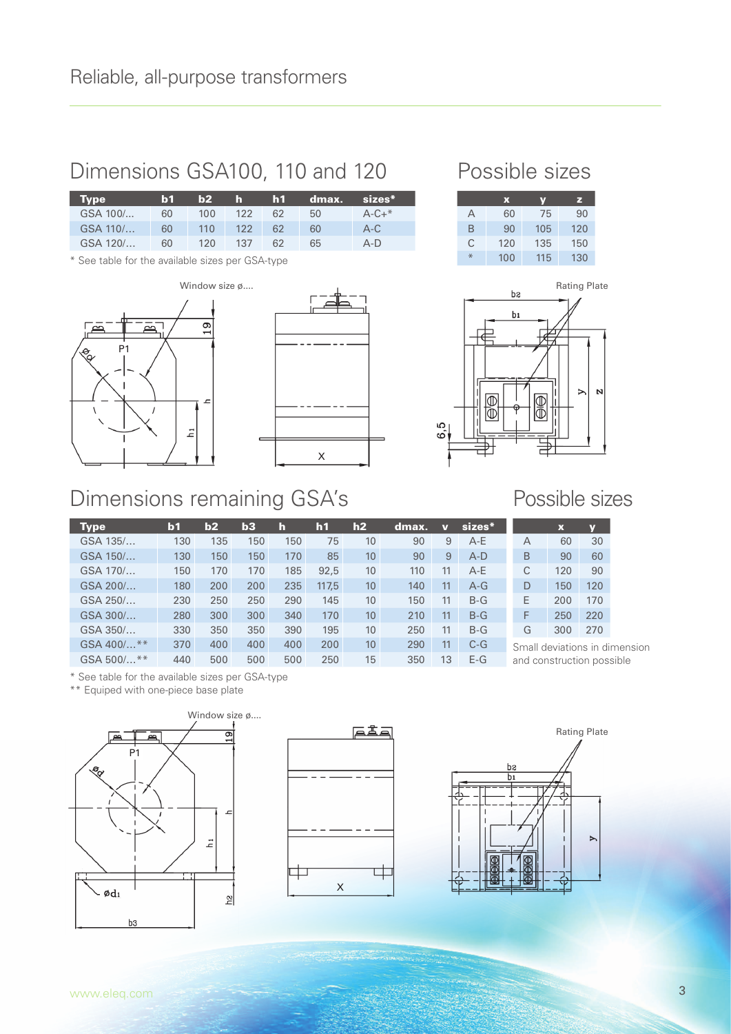Reliable, all-purpose transformers

## Dimensions GSA100, 110 and 120

| Type | b1 | b2 | h | h1 | dmax. | sizes* |
|---|---|---|---|---|---|---|
| GSA 100/... | 60 | 100 | 122 | 62 | 50 | A-C+* |
| GSA 110/... | 60 | 110 | 122 | 62 | 60 | A-C |
| GSA 120/... | 60 | 120 | 137 | 62 | 65 | A-D |

\* See table for the available sizes per GSA-type

## Possible sizes

| | x | y | z |
|---|---|---|---|
| A | 60 | 75 | 90 |
| B | 90 | 105 | 120 |
| C | 120 | 135 | 150 |
| * | 100 | 115 | 130 |

Window size ø....

Rating Plate

## Dimensions remaining GSA's

| Type | b1 | b2 | b3 | h | h1 | h2 | dmax. | v | sizes* |
|---|---|---|---|---|---|---|---|---|---|
| GSA 135/... | 130 | 135 | 150 | 150 | 75 | 10 | 90 | 9 | A-E |
| GSA 150/... | 130 | 150 | 150 | 170 | 85 | 10 | 90 | 9 | A-D |
| GSA 170/... | 150 | 170 | 170 | 185 | 92,5 | 10 | 110 | 11 | A-E |
| GSA 200/... | 180 | 200 | 200 | 235 | 117,5 | 10 | 140 | 11 | A-G |
| GSA 250/... | 230 | 250 | 250 | 290 | 145 | 10 | 150 | 11 | B-G |
| GSA 300/... | 280 | 300 | 300 | 340 | 170 | 10 | 210 | 11 | B-G |
| GSA 350/... | 330 | 350 | 350 | 390 | 195 | 10 | 250 | 11 | B-G |
| GSA 400/...** | 370 | 400 | 400 | 400 | 200 | 10 | 290 | 11 | C-G |
| GSA 500/...** | 440 | 500 | 500 | 500 | 250 | 15 | 350 | 13 | E-G |

\* See table for the available sizes per GSA-type
\** Equiped with one-piece base plate

## Possible sizes

| | x | y |
|---|---|---|
| A | 60 | 30 |
| B | 90 | 60 |
| C | 120 | 90 |
| D | 150 | 120 |
| E | 200 | 170 |
| F | 250 | 220 |
| G | 300 | 270 |

Small deviations in dimension and construction possible

Window size ø....

Rating Plate

www.eleq.com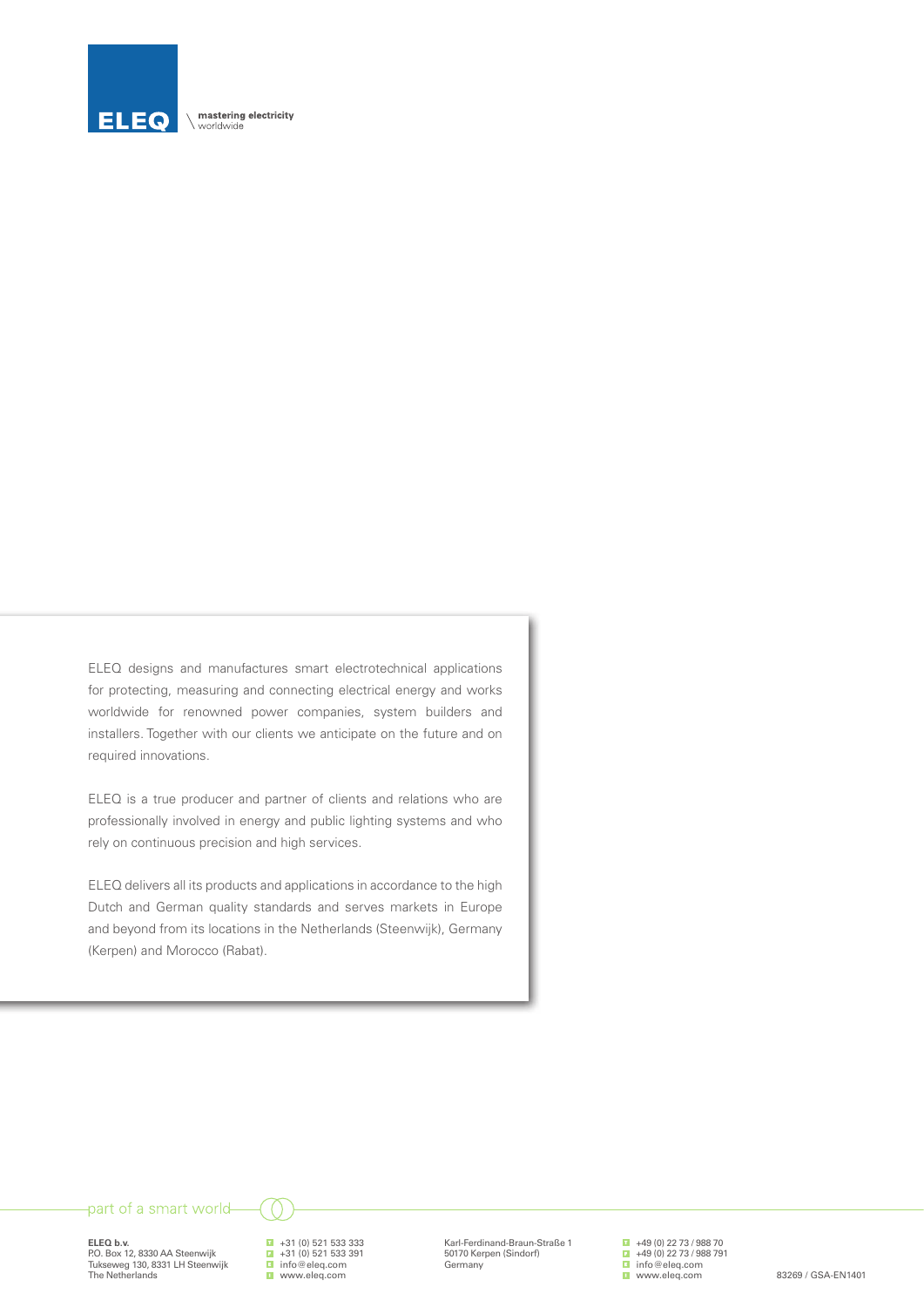ELEQ

mastering electricity
worldwide

ELEQ designs and manufactures smart electrotechnical applications for protecting, measuring and connecting electrical energy and works worldwide for renowned power companies, system builders and installers. Together with our clients we anticipate on the future and on required innovations.

ELEQ is a true producer and partner of clients and relations who are professionally involved in energy and public lighting systems and who rely on continuous precision and high services.

ELEQ delivers all its products and applications in accordance to the high Dutch and German quality standards and serves markets in Europe and beyond from its locations in the Netherlands (Steenwijk), Germany (Kerpen) and Morocco (Rabat).

part of a smart world

**ELEQ b.v.**
P.O. Box 12, 8330 AA Steenwijk
Tukseweg 130, 8331 LH Steenwijk
The Netherlands

+31 (0) 521 533 333
+31 (0) 521 533 391
info@eleq.com
www.eleq.com

Karl-Ferdinand-Braun-Straße 1
50170 Kerpen (Sindorf)
Germany

+49 (0) 22 73 / 988 70
+49 (0) 22 73 / 988 791
info@eleq.com
www.eleq.com

83269 / GSA-EN1401